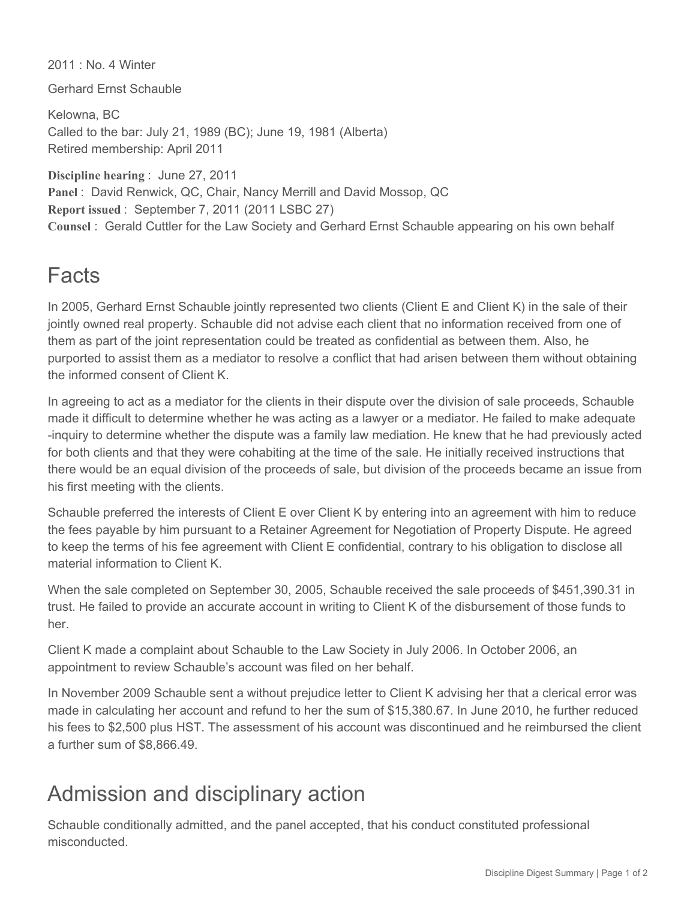2011 : No. 4 Winter

Gerhard Ernst Schauble

Kelowna, BC
Called to the bar: July 21, 1989 (BC); June 19, 1981 (Alberta)
Retired membership: April 2011

**Discipline hearing** : June 27, 2011
**Panel** : David Renwick, QC, Chair, Nancy Merrill and David Mossop, QC
**Report issued** : September 7, 2011 (2011 LSBC 27)
**Counsel** : Gerald Cuttler for the Law Society and Gerhard Ernst Schauble appearing on his own behalf

# Facts

In 2005, Gerhard Ernst Schauble jointly represented two clients (Client E and Client K) in the sale of their jointly owned real property. Schauble did not advise each client that no information received from one of them as part of the joint representation could be treated as confidential as between them. Also, he purported to assist them as a mediator to resolve a conflict that had arisen between them without obtaining the informed consent of Client K.

In agreeing to act as a mediator for the clients in their dispute over the division of sale proceeds, Schauble made it difficult to determine whether he was acting as a lawyer or a mediator. He failed to make adequate -inquiry to determine whether the dispute was a family law mediation. He knew that he had previously acted for both clients and that they were cohabiting at the time of the sale. He initially received instructions that there would be an equal division of the proceeds of sale, but division of the proceeds became an issue from his first meeting with the clients.

Schauble preferred the interests of Client E over Client K by entering into an agreement with him to reduce the fees payable by him pursuant to a Retainer Agreement for Negotiation of Property Dispute. He agreed to keep the terms of his fee agreement with Client E confidential, contrary to his obligation to disclose all material information to Client K.

When the sale completed on September 30, 2005, Schauble received the sale proceeds of $451,390.31 in trust. He failed to provide an accurate account in writing to Client K of the disbursement of those funds to her.

Client K made a complaint about Schauble to the Law Society in July 2006. In October 2006, an appointment to review Schauble's account was filed on her behalf.

In November 2009 Schauble sent a without prejudice letter to Client K advising her that a clerical error was made in calculating her account and refund to her the sum of $15,380.67. In June 2010, he further reduced his fees to $2,500 plus HST. The assessment of his account was discontinued and he reimbursed the client a further sum of $8,866.49.

# Admission and disciplinary action

Schauble conditionally admitted, and the panel accepted, that his conduct constituted professional misconducted.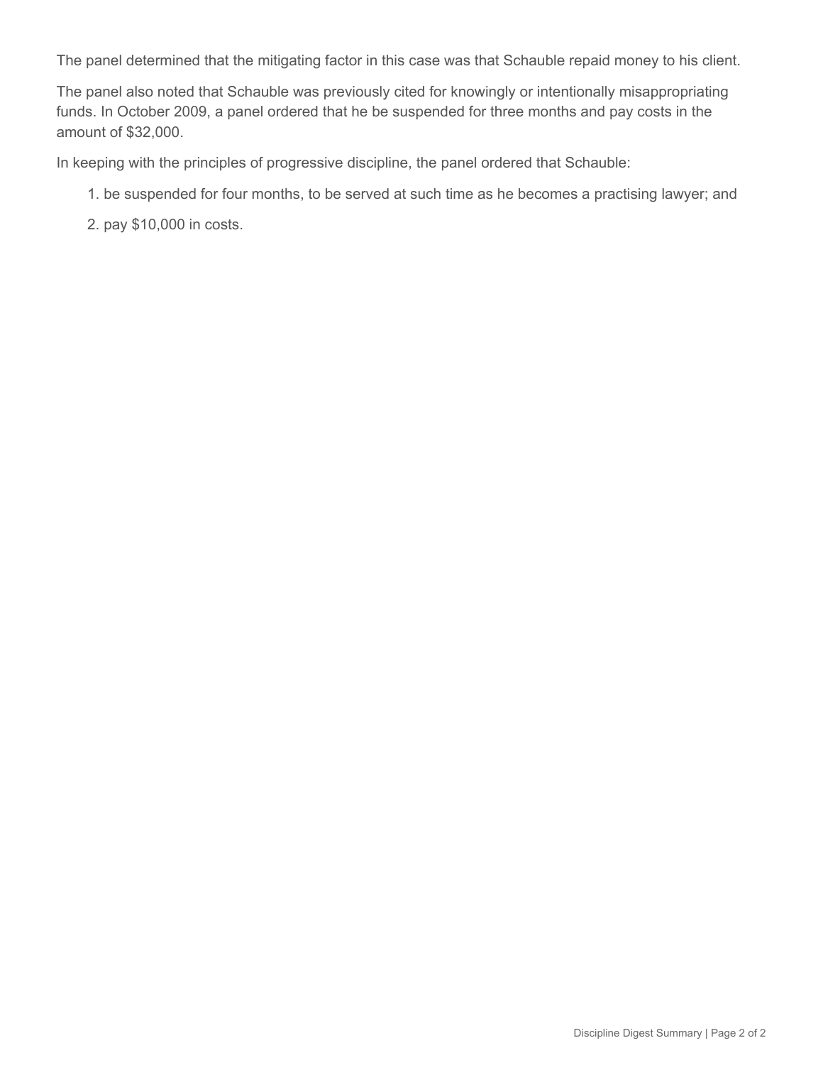The panel determined that the mitigating factor in this case was that Schauble repaid money to his client.

The panel also noted that Schauble was previously cited for knowingly or intentionally misappropriating funds. In October 2009, a panel ordered that he be suspended for three months and pay costs in the amount of $32,000.

In keeping with the principles of progressive discipline, the panel ordered that Schauble:

1. be suspended for four months, to be served at such time as he becomes a practising lawyer; and
2. pay $10,000 in costs.